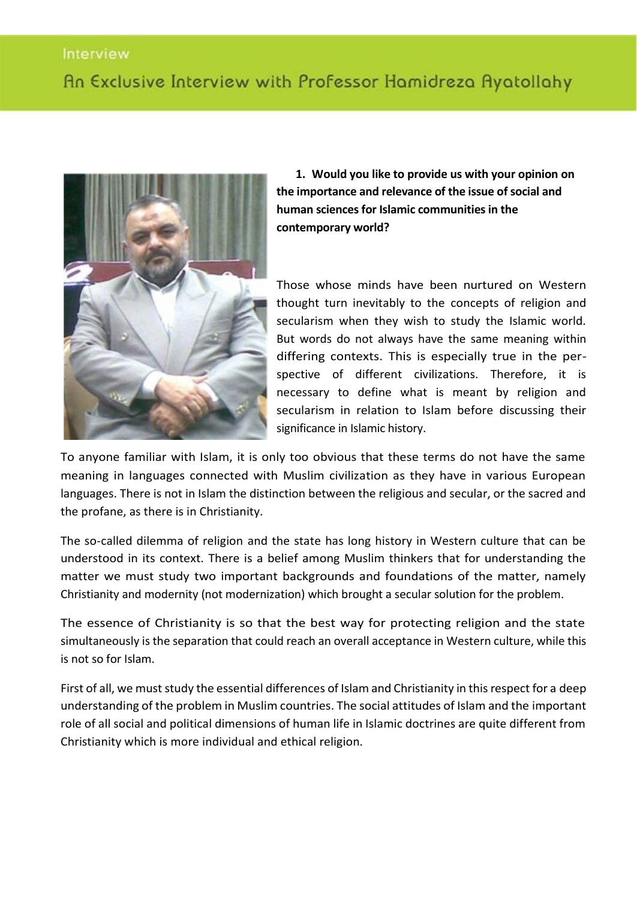Interview

# An Exclusive Interview with Professor Hamidreza Ayatollahy

**1. Would you like to provide us with your opinion on the importance and relevance of the issue of social and human sciences for Islamic communities in the contemporary world?**

Those whose minds have been nurtured on Western thought turn inevitably to the concepts of religion and secularism when they wish to study the Islamic world. But words do not always have the same meaning within differing contexts. This is especially true in the perspective of different civilizations. Therefore, it is necessary to define what is meant by religion and secularism in relation to Islam before discussing their significance in Islamic history.

To anyone familiar with Islam, it is only too obvious that these terms do not have the same meaning in languages connected with Muslim civilization as they have in various European languages. There is not in Islam the distinction between the religious and secular, or the sacred and the profane, as there is in Christianity.

The so-called dilemma of religion and the state has long history in Western culture that can be understood in its context. There is a belief among Muslim thinkers that for understanding the matter we must study two important backgrounds and foundations of the matter, namely Christianity and modernity (not modernization) which brought a secular solution for the problem.

The essence of Christianity is so that the best way for protecting religion and the state simultaneously is the separation that could reach an overall acceptance in Western culture, while this is not so for Islam.

First of all, we must study the essential differences of Islam and Christianity in this respect for a deep understanding of the problem in Muslim countries. The social attitudes of Islam and the important role of all social and political dimensions of human life in Islamic doctrines are quite different from Christianity which is more individual and ethical religion.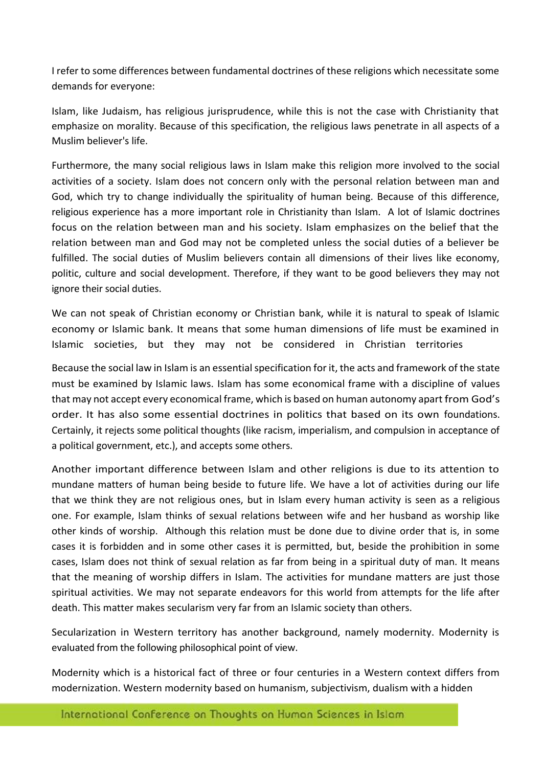I refer to some differences between fundamental doctrines of these religions which necessitate some demands for everyone:

Islam, like Judaism, has religious jurisprudence, while this is not the case with Christianity that emphasize on morality. Because of this specification, the religious laws penetrate in all aspects of a Muslim believer's life.

Furthermore, the many social religious laws in Islam make this religion more involved to the social activities of a society. Islam does not concern only with the personal relation between man and God, which try to change individually the spirituality of human being. Because of this difference, religious experience has a more important role in Christianity than Islam. A lot of Islamic doctrines focus on the relation between man and his society. Islam emphasizes on the belief that the relation between man and God may not be completed unless the social duties of a believer be fulfilled. The social duties of Muslim believers contain all dimensions of their lives like economy, politic, culture and social development. Therefore, if they want to be good believers they may not ignore their social duties.

We can not speak of Christian economy or Christian bank, while it is natural to speak of Islamic economy or Islamic bank. It means that some human dimensions of life must be examined in Islamic societies, but they may not be considered in Christian territories

Because the social law in Islam is an essential specification for it, the acts and framework of the state must be examined by Islamic laws. Islam has some economical frame with a discipline of values that may not accept every economical frame, which is based on human autonomy apart from God's order. It has also some essential doctrines in politics that based on its own foundations. Certainly, it rejects some political thoughts (like racism, imperialism, and compulsion in acceptance of a political government, etc.), and accepts some others.

Another important difference between Islam and other religions is due to its attention to mundane matters of human being beside to future life. We have a lot of activities during our life that we think they are not religious ones, but in Islam every human activity is seen as a religious one. For example, Islam thinks of sexual relations between wife and her husband as worship like other kinds of worship. Although this relation must be done due to divine order that is, in some cases it is forbidden and in some other cases it is permitted, but, beside the prohibition in some cases, Islam does not think of sexual relation as far from being in a spiritual duty of man. It means that the meaning of worship differs in Islam. The activities for mundane matters are just those spiritual activities. We may not separate endeavors for this world from attempts for the life after death. This matter makes secularism very far from an Islamic society than others.

Secularization in Western territory has another background, namely modernity. Modernity is evaluated from the following philosophical point of view.

Modernity which is a historical fact of three or four centuries in a Western context differs from modernization. Western modernity based on humanism, subjectivism, dualism with a hidden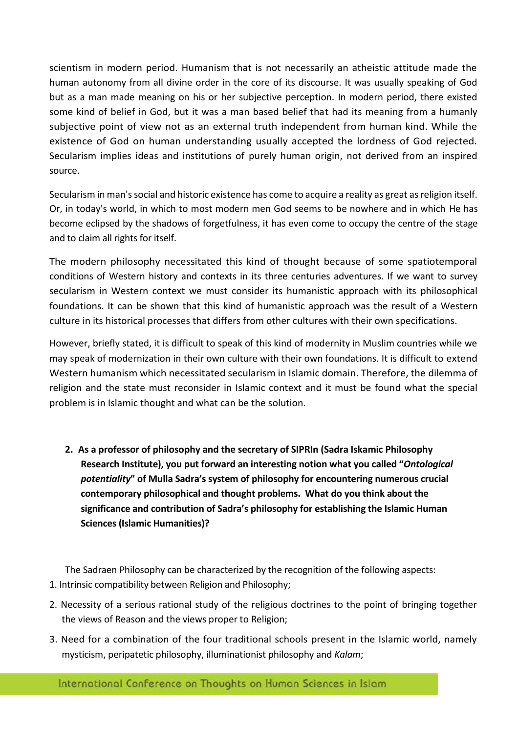scientism in modern period. Humanism that is not necessarily an atheistic attitude made the human autonomy from all divine order in the core of its discourse. It was usually speaking of God but as a man made meaning on his or her subjective perception. In modern period, there existed some kind of belief in God, but it was a man based belief that had its meaning from a humanly subjective point of view not as an external truth independent from human kind. While the existence of God on human understanding usually accepted the lordness of God rejected. Secularism implies ideas and institutions of purely human origin, not derived from an inspired source.

Secularism in man's social and historic existence has come to acquire a reality as great as religion itself. Or, in today's world, in which to most modern men God seems to be nowhere and in which He has become eclipsed by the shadows of forgetfulness, it has even come to occupy the centre of the stage and to claim all rights for itself.

The modern philosophy necessitated this kind of thought because of some spatiotemporal conditions of Western history and contexts in its three centuries adventures. If we want to survey secularism in Western context we must consider its humanistic approach with its philosophical foundations. It can be shown that this kind of humanistic approach was the result of a Western culture in its historical processes that differs from other cultures with their own specifications.

However, briefly stated, it is difficult to speak of this kind of modernity in Muslim countries while we may speak of modernization in their own culture with their own foundations. It is difficult to extend Western humanism which necessitated secularism in Islamic domain. Therefore, the dilemma of religion and the state must reconsider in Islamic context and it must be found what the special problem is in Islamic thought and what can be the solution.

**2. As a professor of philosophy and the secretary of SIPRIn (Sadra Iskamic Philosophy Research Institute), you put forward an interesting notion what you called "*Ontological potentiality*" of Mulla Sadra's system of philosophy for encountering numerous crucial contemporary philosophical and thought problems. What do you think about the significance and contribution of Sadra's philosophy for establishing the Islamic Human Sciences (Islamic Humanities)?**

The Sadraen Philosophy can be characterized by the recognition of the following aspects:

1. Intrinsic compatibility between Religion and Philosophy;
2. Necessity of a serious rational study of the religious doctrines to the point of bringing together the views of Reason and the views proper to Religion;
3. Need for a combination of the four traditional schools present in the Islamic world, namely mysticism, peripatetic philosophy, illuminationist philosophy and *Kalam*;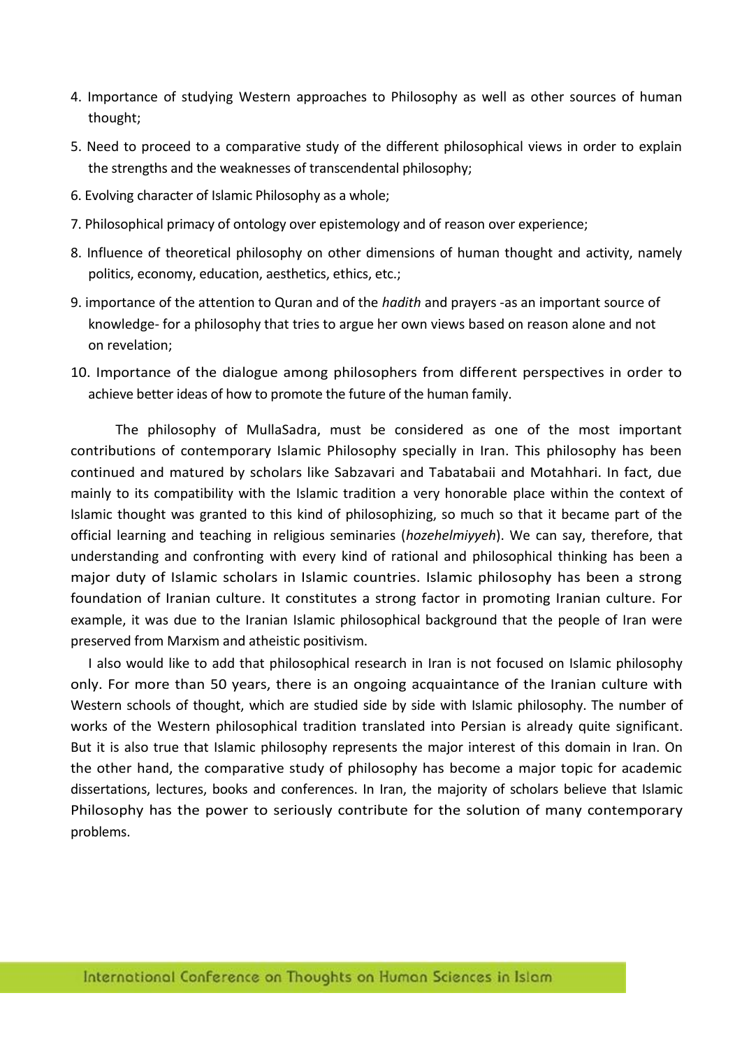4. Importance of studying Western approaches to Philosophy as well as other sources of human thought;
5. Need to proceed to a comparative study of the different philosophical views in order to explain the strengths and the weaknesses of transcendental philosophy;
6. Evolving character of Islamic Philosophy as a whole;
7. Philosophical primacy of ontology over epistemology and of reason over experience;
8. Influence of theoretical philosophy on other dimensions of human thought and activity, namely politics, economy, education, aesthetics, ethics, etc.;
9. importance of the attention to Quran and of the *hadith* and prayers -as an important source of knowledge- for a philosophy that tries to argue her own views based on reason alone and not on revelation;
10. Importance of the dialogue among philosophers from different perspectives in order to achieve better ideas of how to promote the future of the human family.

The philosophy of MullaSadra, must be considered as one of the most important contributions of contemporary Islamic Philosophy specially in Iran. This philosophy has been continued and matured by scholars like Sabzavari and Tabatabaii and Motahhari. In fact, due mainly to its compatibility with the Islamic tradition a very honorable place within the context of Islamic thought was granted to this kind of philosophizing, so much so that it became part of the official learning and teaching in religious seminaries (*hozehelmiyyeh*). We can say, therefore, that understanding and confronting with every kind of rational and philosophical thinking has been a major duty of Islamic scholars in Islamic countries. Islamic philosophy has been a strong foundation of Iranian culture. It constitutes a strong factor in promoting Iranian culture. For example, it was due to the Iranian Islamic philosophical background that the people of Iran were preserved from Marxism and atheistic positivism.

I also would like to add that philosophical research in Iran is not focused on Islamic philosophy only. For more than 50 years, there is an ongoing acquaintance of the Iranian culture with Western schools of thought, which are studied side by side with Islamic philosophy. The number of works of the Western philosophical tradition translated into Persian is already quite significant. But it is also true that Islamic philosophy represents the major interest of this domain in Iran. On the other hand, the comparative study of philosophy has become a major topic for academic dissertations, lectures, books and conferences. In Iran, the majority of scholars believe that Islamic Philosophy has the power to seriously contribute for the solution of many contemporary problems.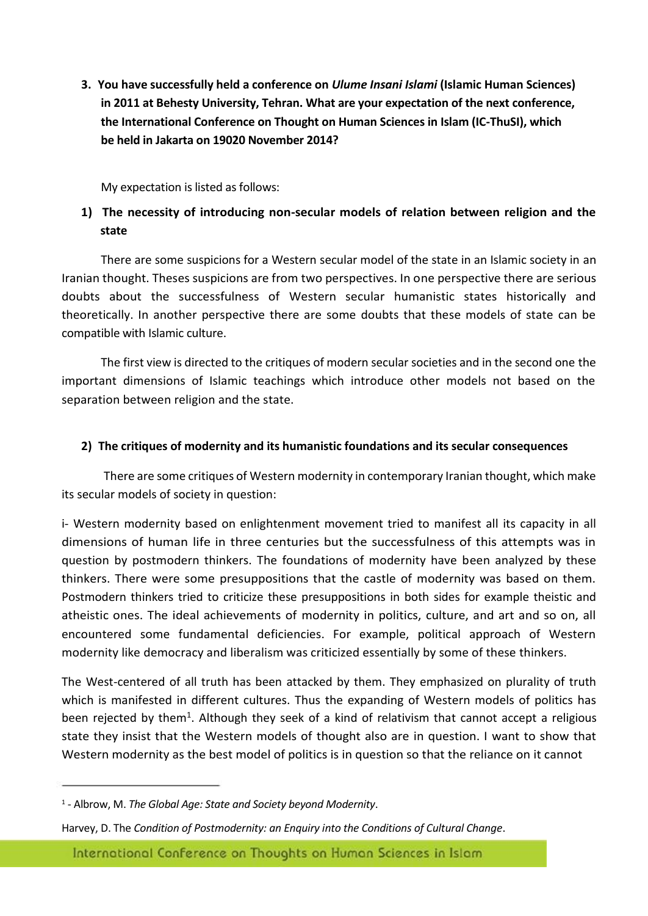**3. You have successfully held a conference on *Ulume Insani Islami* (Islamic Human Sciences) in 2011 at Behesty University, Tehran. What are your expectation of the next conference, the International Conference on Thought on Human Sciences in Islam (IC-ThuSI), which be held in Jakarta on 19020 November 2014?**

My expectation is listed as follows:

**1) The necessity of introducing non-secular models of relation between religion and the state**

There are some suspicions for a Western secular model of the state in an Islamic society in an Iranian thought. Theses suspicions are from two perspectives. In one perspective there are serious doubts about the successfulness of Western secular humanistic states historically and theoretically. In another perspective there are some doubts that these models of state can be compatible with Islamic culture.

The first view is directed to the critiques of modern secular societies and in the second one the important dimensions of Islamic teachings which introduce other models not based on the separation between religion and the state.

**2) The critiques of modernity and its humanistic foundations and its secular consequences**

There are some critiques of Western modernity in contemporary Iranian thought, which make its secular models of society in question:

i- Western modernity based on enlightenment movement tried to manifest all its capacity in all dimensions of human life in three centuries but the successfulness of this attempts was in question by postmodern thinkers. The foundations of modernity have been analyzed by these thinkers. There were some presuppositions that the castle of modernity was based on them. Postmodern thinkers tried to criticize these presuppositions in both sides for example theistic and atheistic ones. The ideal achievements of modernity in politics, culture, and art and so on, all encountered some fundamental deficiencies. For example, political approach of Western modernity like democracy and liberalism was criticized essentially by some of these thinkers.

The West-centered of all truth has been attacked by them. They emphasized on plurality of truth which is manifested in different cultures. Thus the expanding of Western models of politics has been rejected by them[1]. Although they seek of a kind of relativism that cannot accept a religious state they insist that the Western models of thought also are in question. I want to show that Western modernity as the best model of politics is in question so that the reliance on it cannot

---

[1] - Albrow, M. *The Global Age: State and Society beyond Modernity*.

Harvey, D. The *Condition of Postmodernity: an Enquiry into the Conditions of Cultural Change*.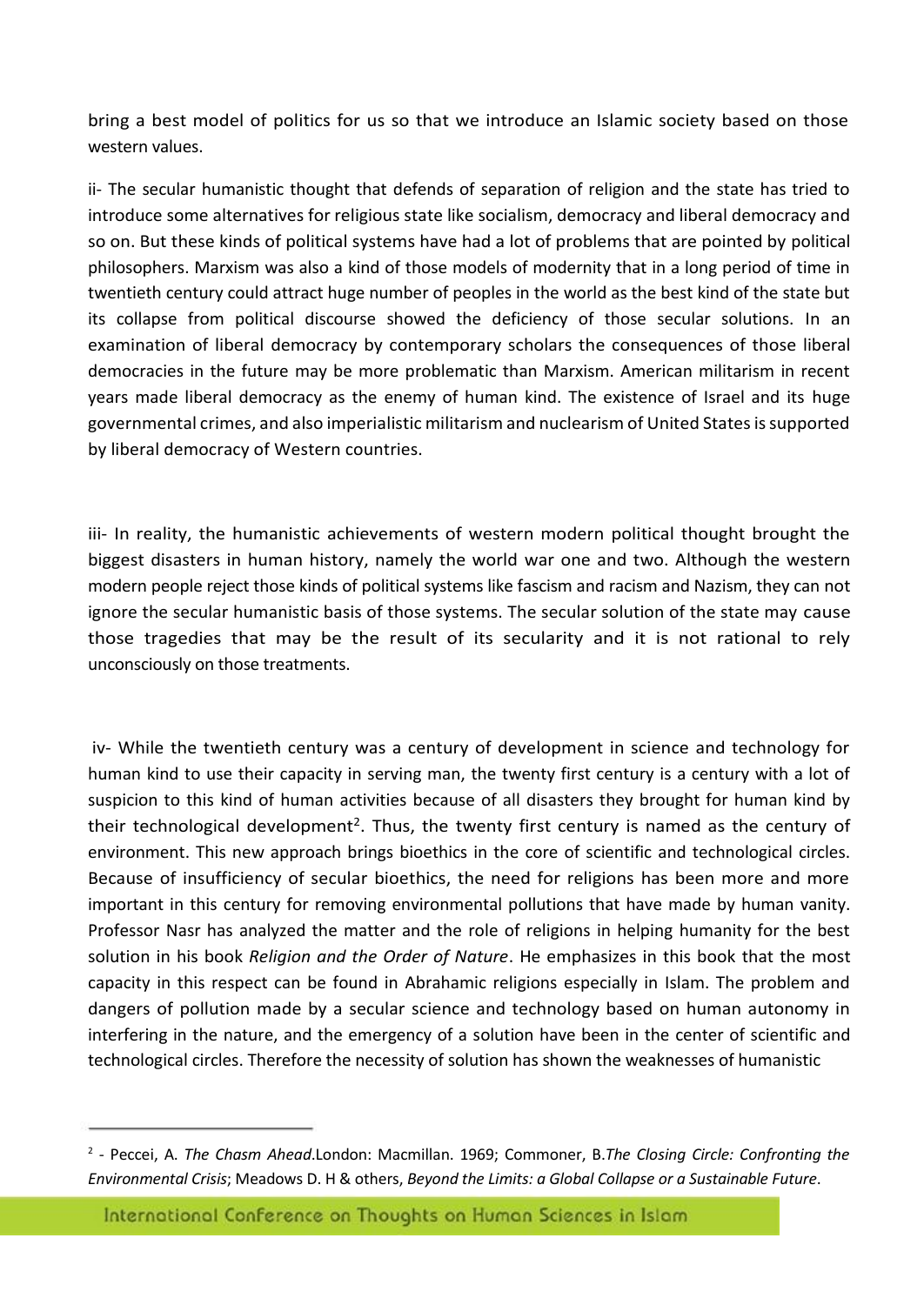bring a best model of politics for us so that we introduce an Islamic society based on those western values.

ii- The secular humanistic thought that defends of separation of religion and the state has tried to introduce some alternatives for religious state like socialism, democracy and liberal democracy and so on. But these kinds of political systems have had a lot of problems that are pointed by political philosophers. Marxism was also a kind of those models of modernity that in a long period of time in twentieth century could attract huge number of peoples in the world as the best kind of the state but its collapse from political discourse showed the deficiency of those secular solutions. In an examination of liberal democracy by contemporary scholars the consequences of those liberal democracies in the future may be more problematic than Marxism. American militarism in recent years made liberal democracy as the enemy of human kind. The existence of Israel and its huge governmental crimes, and also imperialistic militarism and nuclearism of United States is supported by liberal democracy of Western countries.

iii- In reality, the humanistic achievements of western modern political thought brought the biggest disasters in human history, namely the world war one and two. Although the western modern people reject those kinds of political systems like fascism and racism and Nazism, they can not ignore the secular humanistic basis of those systems. The secular solution of the state may cause those tragedies that may be the result of its secularity and it is not rational to rely unconsciously on those treatments.

iv- While the twentieth century was a century of development in science and technology for human kind to use their capacity in serving man, the twenty first century is a century with a lot of suspicion to this kind of human activities because of all disasters they brought for human kind by their technological development[2]. Thus, the twenty first century is named as the century of environment. This new approach brings bioethics in the core of scientific and technological circles. Because of insufficiency of secular bioethics, the need for religions has been more and more important in this century for removing environmental pollutions that have made by human vanity. Professor Nasr has analyzed the matter and the role of religions in helping humanity for the best solution in his book *Religion and the Order of Nature*. He emphasizes in this book that the most capacity in this respect can be found in Abrahamic religions especially in Islam. The problem and dangers of pollution made by a secular science and technology based on human autonomy in interfering in the nature, and the emergency of a solution have been in the center of scientific and technological circles. Therefore the necessity of solution has shown the weaknesses of humanistic

---

[2] - Peccei, A. *The Chasm Ahead*.London: Macmillan. 1969; Commoner, B.*The Closing Circle: Confronting the Environmental Crisis*; Meadows D. H & others, *Beyond the Limits: a Global Collapse or a Sustainable Future*.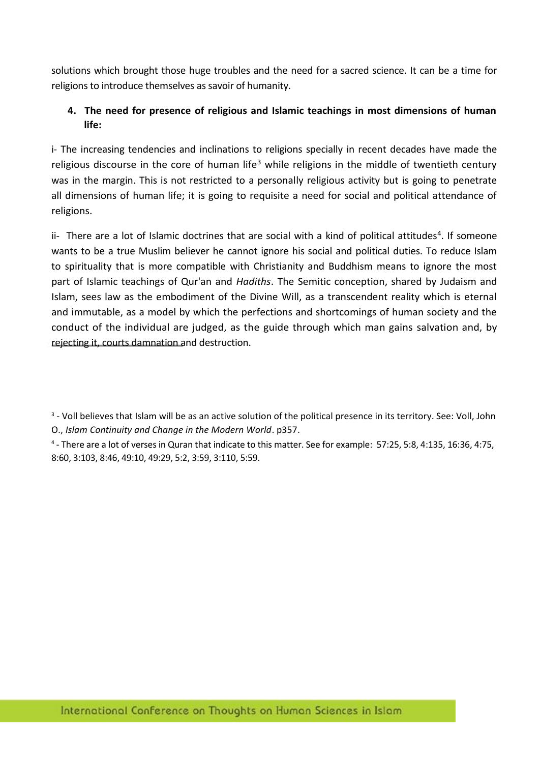solutions which brought those huge troubles and the need for a sacred science. It can be a time for religions to introduce themselves as savoir of humanity.

**4. The need for presence of religious and Islamic teachings in most dimensions of human life:**

i- The increasing tendencies and inclinations to religions specially in recent decades have made the religious discourse in the core of human life[3] while religions in the middle of twentieth century was in the margin. This is not restricted to a personally religious activity but is going to penetrate all dimensions of human life; it is going to requisite a need for social and political attendance of religions.

ii- There are a lot of Islamic doctrines that are social with a kind of political attitudes[4]. If someone wants to be a true Muslim believer he cannot ignore his social and political duties. To reduce Islam to spirituality that is more compatible with Christianity and Buddhism means to ignore the most part of Islamic teachings of Qur'an and *Hadiths*. The Semitic conception, shared by Judaism and Islam, sees law as the embodiment of the Divine Will, as a transcendent reality which is eternal and immutable, as a model by which the perfections and shortcomings of human society and the conduct of the individual are judged, as the guide through which man gains salvation and, by rejecting it, courts damnation and destruction.

[3] - Voll believes that Islam will be as an active solution of the political presence in its territory. See: Voll, John O., *Islam Continuity and Change in the Modern World*. p357.

[4] - There are a lot of verses in Quran that indicate to this matter. See for example: 57:25, 5:8, 4:135, 16:36, 4:75, 8:60, 3:103, 8:46, 49:10, 49:29, 5:2, 3:59, 3:110, 5:59.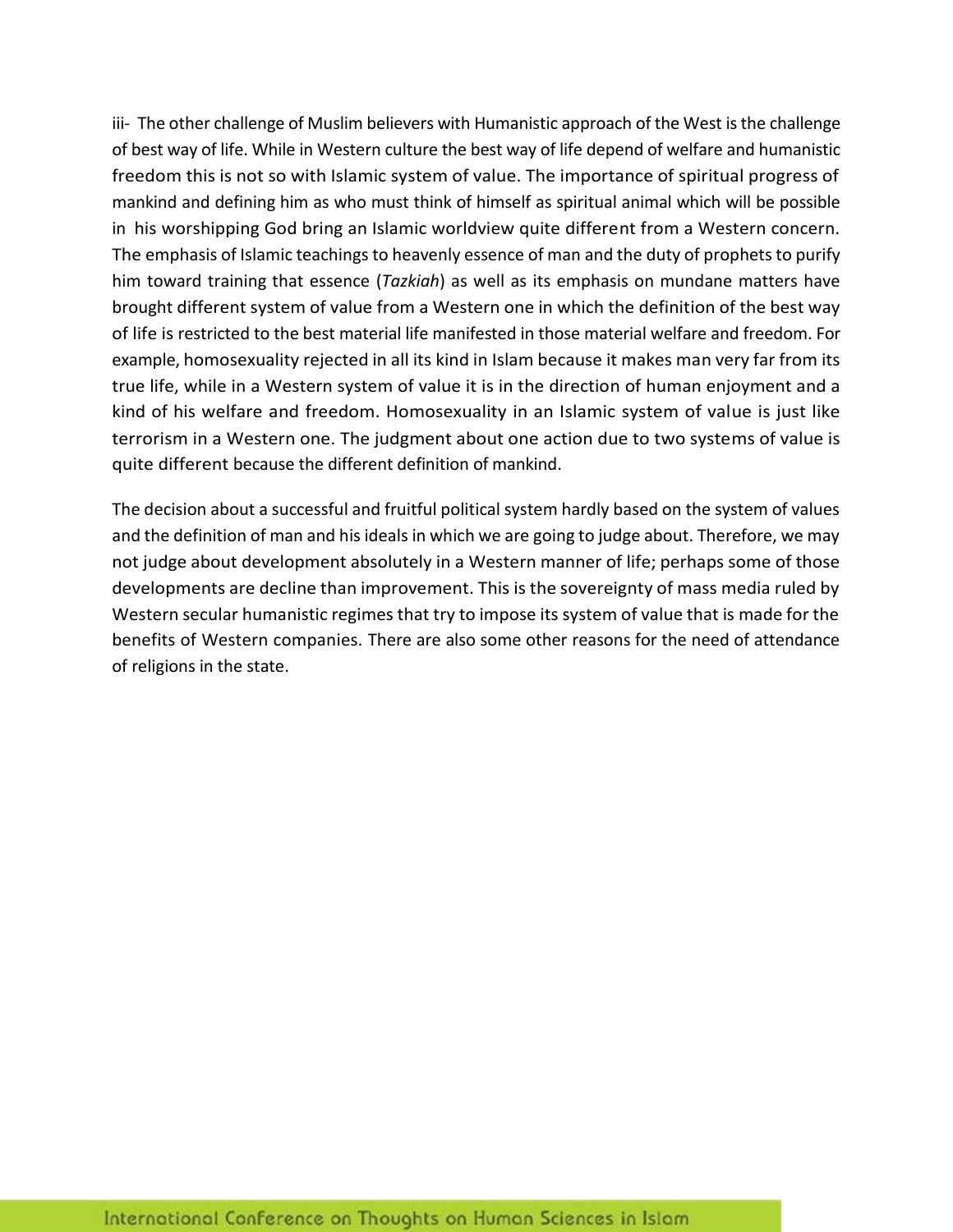iii- The other challenge of Muslim believers with Humanistic approach of the West is the challenge of best way of life. While in Western culture the best way of life depend of welfare and humanistic freedom this is not so with Islamic system of value. The importance of spiritual progress of mankind and defining him as who must think of himself as spiritual animal which will be possible in his worshipping God bring an Islamic worldview quite different from a Western concern. The emphasis of Islamic teachings to heavenly essence of man and the duty of prophets to purify him toward training that essence (*Tazkiah*) as well as its emphasis on mundane matters have brought different system of value from a Western one in which the definition of the best way of life is restricted to the best material life manifested in those material welfare and freedom. For example, homosexuality rejected in all its kind in Islam because it makes man very far from its true life, while in a Western system of value it is in the direction of human enjoyment and a kind of his welfare and freedom. Homosexuality in an Islamic system of value is just like terrorism in a Western one. The judgment about one action due to two systems of value is quite different because the different definition of mankind.

The decision about a successful and fruitful political system hardly based on the system of values and the definition of man and his ideals in which we are going to judge about. Therefore, we may not judge about development absolutely in a Western manner of life; perhaps some of those developments are decline than improvement. This is the sovereignty of mass media ruled by Western secular humanistic regimes that try to impose its system of value that is made for the benefits of Western companies. There are also some other reasons for the need of attendance of religions in the state.